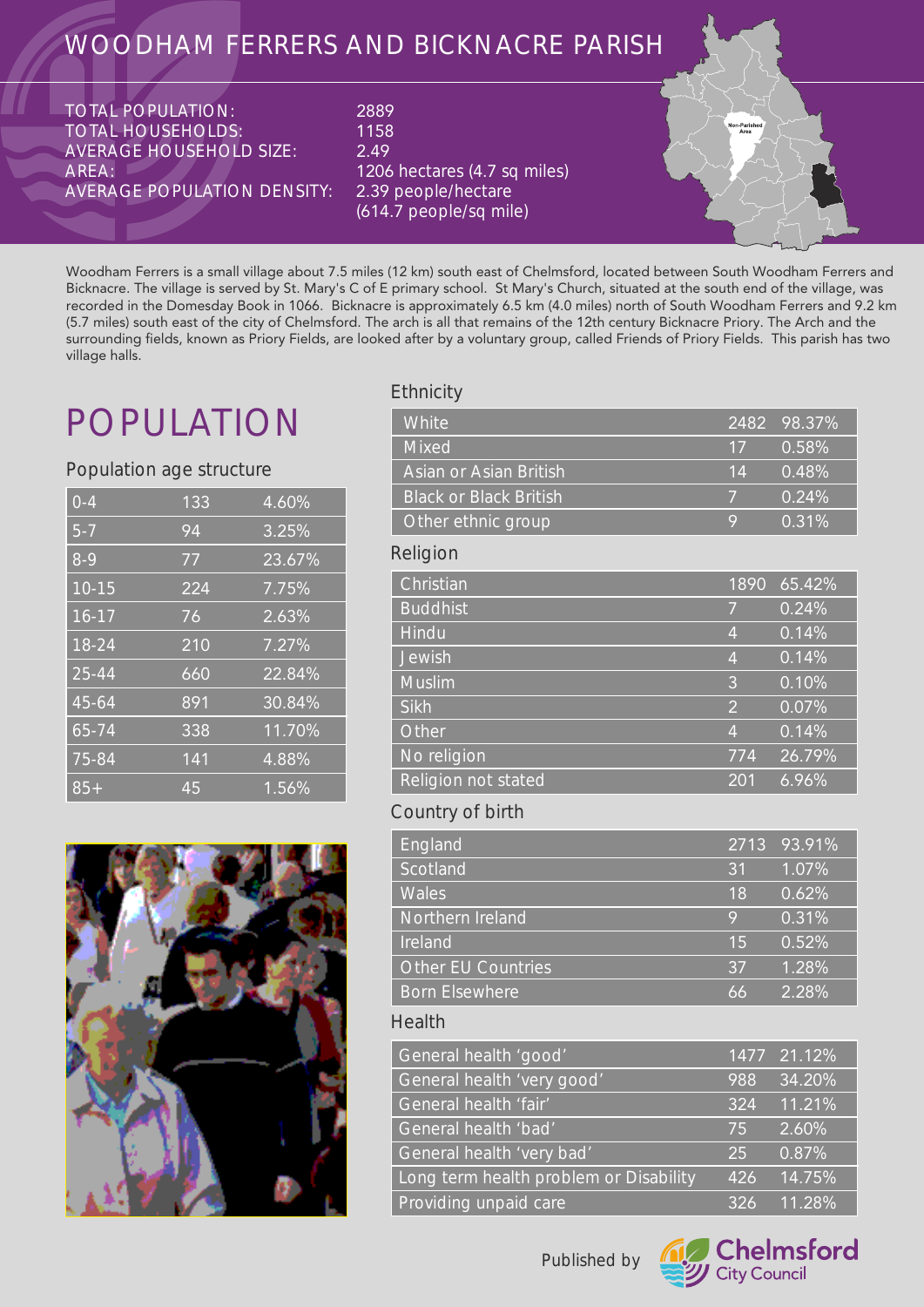# WOODHAM FERRERS AND BICKNACRE PARISH

TOTAL POPULATION: 2889
TOTAL HOUSEHOLDS: 1158
AVERAGE HOUSEHOLD SIZE: 2.49
AREA: 1206 hectares (4.7 sq miles)
AVERAGE POPULATION DENSITY: 2.39 people/hectare (614.7 people/sq mile)

Woodham Ferrers is a small village about 7.5 miles (12 km) south east of Chelmsford, located between South Woodham Ferrers and Bicknacre. The village is served by St. Mary's C of E primary school. St Mary's Church, situated at the south end of the village, was recorded in the Domesday Book in 1066. Bicknacre is approximately 6.5 km (4.0 miles) north of South Woodham Ferrers and 9.2 km (5.7 miles) south east of the city of Chelmsford. The arch is all that remains of the 12th century Bicknacre Priory. The Arch and the surrounding fields, known as Priory Fields, are looked after by a voluntary group, called Friends of Priory Fields. This parish has two village halls.

# POPULATION

## Population age structure

| Age | Number | % |
|---|---|---|
| 0-4 | 133 | 4.60% |
| 5-7 | 94 | 3.25% |
| 8-9 | 77 | 23.67% |
| 10-15 | 224 | 7.75% |
| 16-17 | 76 | 2.63% |
| 18-24 | 210 | 7.27% |
| 25-44 | 660 | 22.84% |
| 45-64 | 891 | 30.84% |
| 65-74 | 338 | 11.70% |
| 75-84 | 141 | 4.88% |
| 85+ | 45 | 1.56% |

## Ethnicity

| Ethnicity | Number | % |
|---|---|---|
| White | 2482 | 98.37% |
| Mixed | 17 | 0.58% |
| Asian or Asian British | 14 | 0.48% |
| Black or Black British | 7 | 0.24% |
| Other ethnic group | 9 | 0.31% |

## Religion

| Religion | Number | % |
|---|---|---|
| Christian | 1890 | 65.42% |
| Buddhist | 7 | 0.24% |
| Hindu | 4 | 0.14% |
| Jewish | 4 | 0.14% |
| Muslim | 3 | 0.10% |
| Sikh | 2 | 0.07% |
| Other | 4 | 0.14% |
| No religion | 774 | 26.79% |
| Religion not stated | 201 | 6.96% |

## Country of birth

| Country | Number | % |
|---|---|---|
| England | 2713 | 93.91% |
| Scotland | 31 | 1.07% |
| Wales | 18 | 0.62% |
| Northern Ireland | 9 | 0.31% |
| Ireland | 15 | 0.52% |
| Other EU Countries | 37 | 1.28% |
| Born Elsewhere | 66 | 2.28% |

## Health

| Health | Number | % |
|---|---|---|
| General health 'good' | 1477 | 21.12% |
| General health 'very good' | 988 | 34.20% |
| General health 'fair' | 324 | 11.21% |
| General health 'bad' | 75 | 2.60% |
| General health 'very bad' | 25 | 0.87% |
| Long term health problem or Disability | 426 | 14.75% |
| Providing unpaid care | 326 | 11.28% |

Published by Chelmsford City Council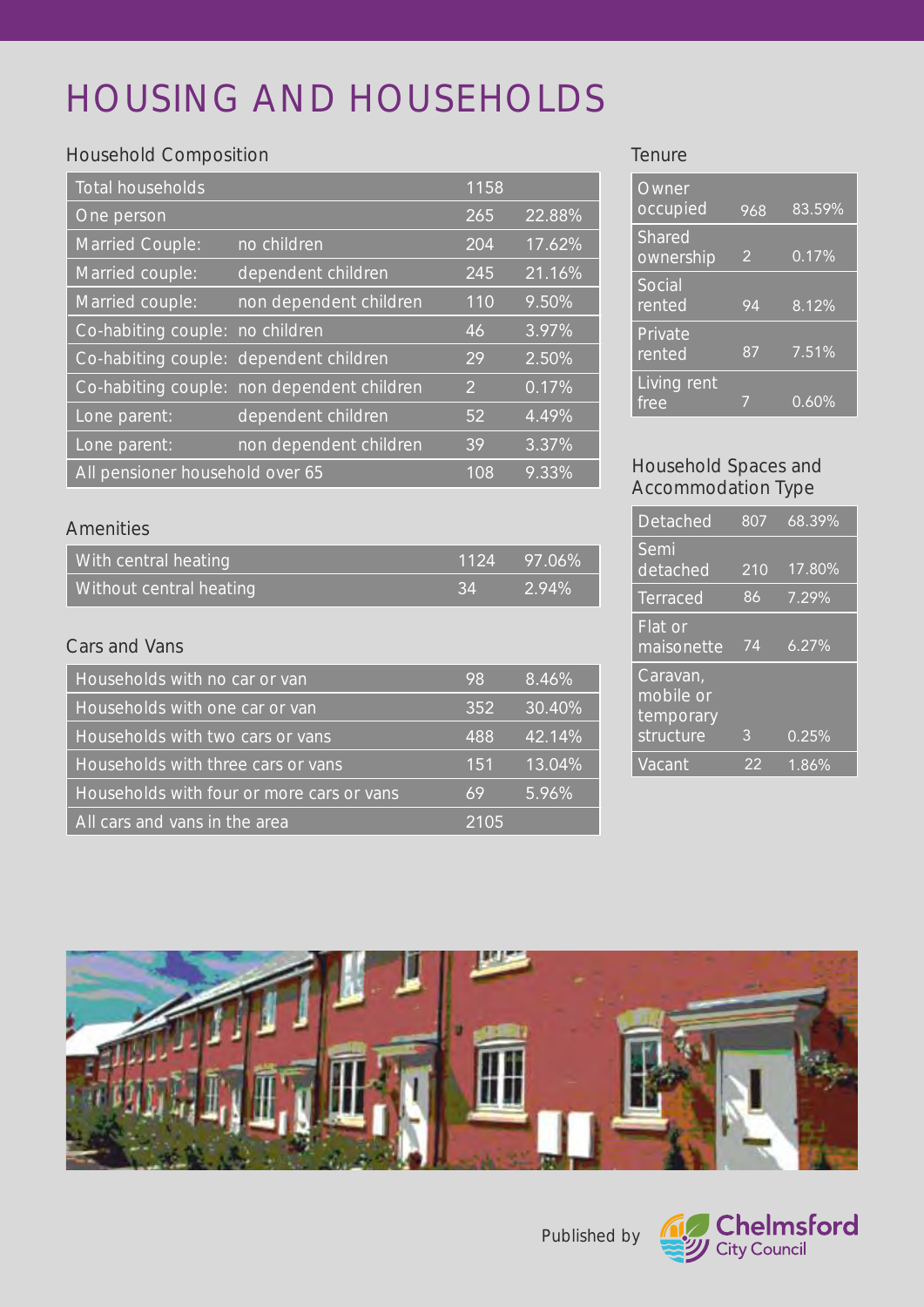# HOUSING AND HOUSEHOLDS

## Household Composition

| | | | |
|---|---|---|---|
| Total households | | 1158 | |
| One person | | 265 | 22.88% |
| Married Couple: | no children | 204 | 17.62% |
| Married couple: | dependent children | 245 | 21.16% |
| Married couple: | non dependent children | 110 | 9.50% |
| Co-habiting couple: | no children | 46 | 3.97% |
| Co-habiting couple: | dependent children | 29 | 2.50% |
| Co-habiting couple: | non dependent children | 2 | 0.17% |
| Lone parent: | dependent children | 52 | 4.49% |
| Lone parent: | non dependent children | 39 | 3.37% |
| All pensioner household over 65 | | 108 | 9.33% |

## Amenities

| | | |
|---|---|---|
| With central heating | 1124 | 97.06% |
| Without central heating | 34 | 2.94% |

## Cars and Vans

| | | |
|---|---|---|
| Households with no car or van | 98 | 8.46% |
| Households with one car or van | 352 | 30.40% |
| Households with two cars or vans | 488 | 42.14% |
| Households with three cars or vans | 151 | 13.04% |
| Households with four or more cars or vans | 69 | 5.96% |
| All cars and vans in the area | 2105 | |

## Tenure

| | | |
|---|---|---|
| Owner occupied | 968 | 83.59% |
| Shared ownership | 2 | 0.17% |
| Social rented | 94 | 8.12% |
| Private rented | 87 | 7.51% |
| Living rent free | 7 | 0.60% |

## Household Spaces and Accommodation Type

| | | |
|---|---|---|
| Detached | 807 | 68.39% |
| Semi detached | 210 | 17.80% |
| Terraced | 86 | 7.29% |
| Flat or maisonette | 74 | 6.27% |
| Caravan, mobile or temporary structure | 3 | 0.25% |
| Vacant | 22 | 1.86% |

Published by Chelmsford City Council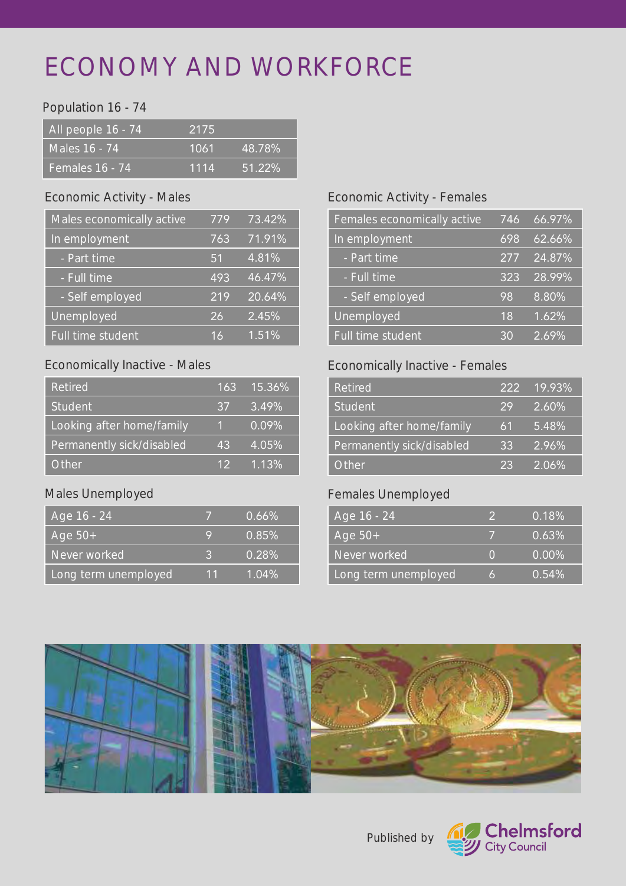# ECONOMY AND WORKFORCE

### Population 16 - 74

| All people 16 - 74 | 2175 | |
|---|---|---|
| Males 16 - 74 | 1061 | 48.78% |
| Females 16 - 74 | 1114 | 51.22% |

### Economic Activity - Males

| Males economically active | 779 | 73.42% |
|---|---|---|
| In employment | 763 | 71.91% |
| - Part time | 51 | 4.81% |
| - Full time | 493 | 46.47% |
| - Self employed | 219 | 20.64% |
| Unemployed | 26 | 2.45% |
| Full time student | 16 | 1.51% |

### Economically Inactive - Males

| Retired | 163 | 15.36% |
|---|---|---|
| Student | 37 | 3.49% |
| Looking after home/family | 1 | 0.09% |
| Permanently sick/disabled | 43 | 4.05% |
| Other | 12 | 1.13% |

### Males Unemployed

| Age 16 - 24 | 7 | 0.66% |
|---|---|---|
| Age 50+ | 9 | 0.85% |
| Never worked | 3 | 0.28% |
| Long term unemployed | 11 | 1.04% |

### Economic Activity - Females

| Females economically active | 746 | 66.97% |
|---|---|---|
| In employment | 698 | 62.66% |
| - Part time | 277 | 24.87% |
| - Full time | 323 | 28.99% |
| - Self employed | 98 | 8.80% |
| Unemployed | 18 | 1.62% |
| Full time student | 30 | 2.69% |

### Economically Inactive - Females

| Retired | 222 | 19.93% |
|---|---|---|
| Student | 29 | 2.60% |
| Looking after home/family | 61 | 5.48% |
| Permanently sick/disabled | 33 | 2.96% |
| Other | 23 | 2.06% |

### Females Unemployed

| Age 16 - 24 | 2 | 0.18% |
|---|---|---|
| Age 50+ | 7 | 0.63% |
| Never worked | 0 | 0.00% |
| Long term unemployed | 6 | 0.54% |

Published by Chelmsford City Council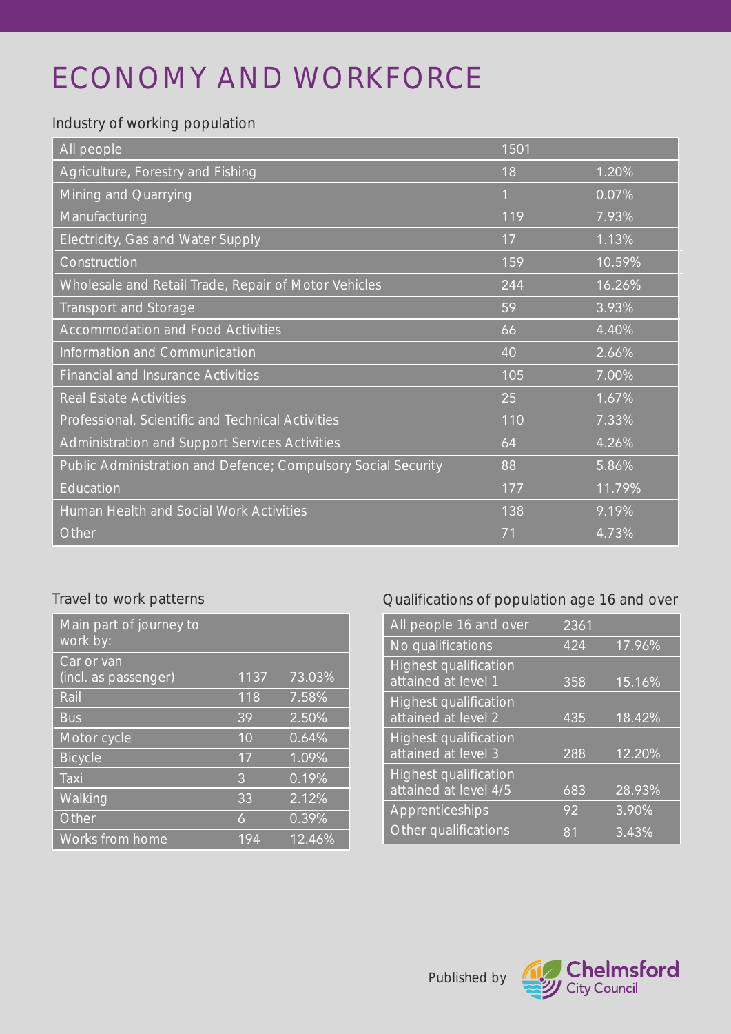# ECONOMY AND WORKFORCE

## Industry of working population

| All people | 1501 | |
|---|---|---|
| Agriculture, Forestry and Fishing | 18 | 1.20% |
| Mining and Quarrying | 1 | 0.07% |
| Manufacturing | 119 | 7.93% |
| Electricity, Gas and Water Supply | 17 | 1.13% |
| Construction | 159 | 10.59% |
| Wholesale and Retail Trade, Repair of Motor Vehicles | 244 | 16.26% |
| Transport and Storage | 59 | 3.93% |
| Accommodation and Food Activities | 66 | 4.40% |
| Information and Communication | 40 | 2.66% |
| Financial and Insurance Activities | 105 | 7.00% |
| Real Estate Activities | 25 | 1.67% |
| Professional, Scientific and Technical Activities | 110 | 7.33% |
| Administration and Support Services Activities | 64 | 4.26% |
| Public Administration and Defence; Compulsory Social Security | 88 | 5.86% |
| Education | 177 | 11.79% |
| Human Health and Social Work Activities | 138 | 9.19% |
| Other | 71 | 4.73% |

## Travel to work patterns

| Main part of journey to work by: | | |
|---|---|---|
| Car or van (incl. as passenger) | 1137 | 73.03% |
| Rail | 118 | 7.58% |
| Bus | 39 | 2.50% |
| Motor cycle | 10 | 0.64% |
| Bicycle | 17 | 1.09% |
| Taxi | 3 | 0.19% |
| Walking | 33 | 2.12% |
| Other | 6 | 0.39% |
| Works from home | 194 | 12.46% |

## Qualifications of population age 16 and over

| All people 16 and over | 2361 | |
|---|---|---|
| No qualifications | 424 | 17.96% |
| Highest qualification attained at level 1 | 358 | 15.16% |
| Highest qualification attained at level 2 | 435 | 18.42% |
| Highest qualification attained at level 3 | 288 | 12.20% |
| Highest qualification attained at level 4/5 | 683 | 28.93% |
| Apprenticeships | 92 | 3.90% |
| Other qualifications | 81 | 3.43% |

Published by Chelmsford City Council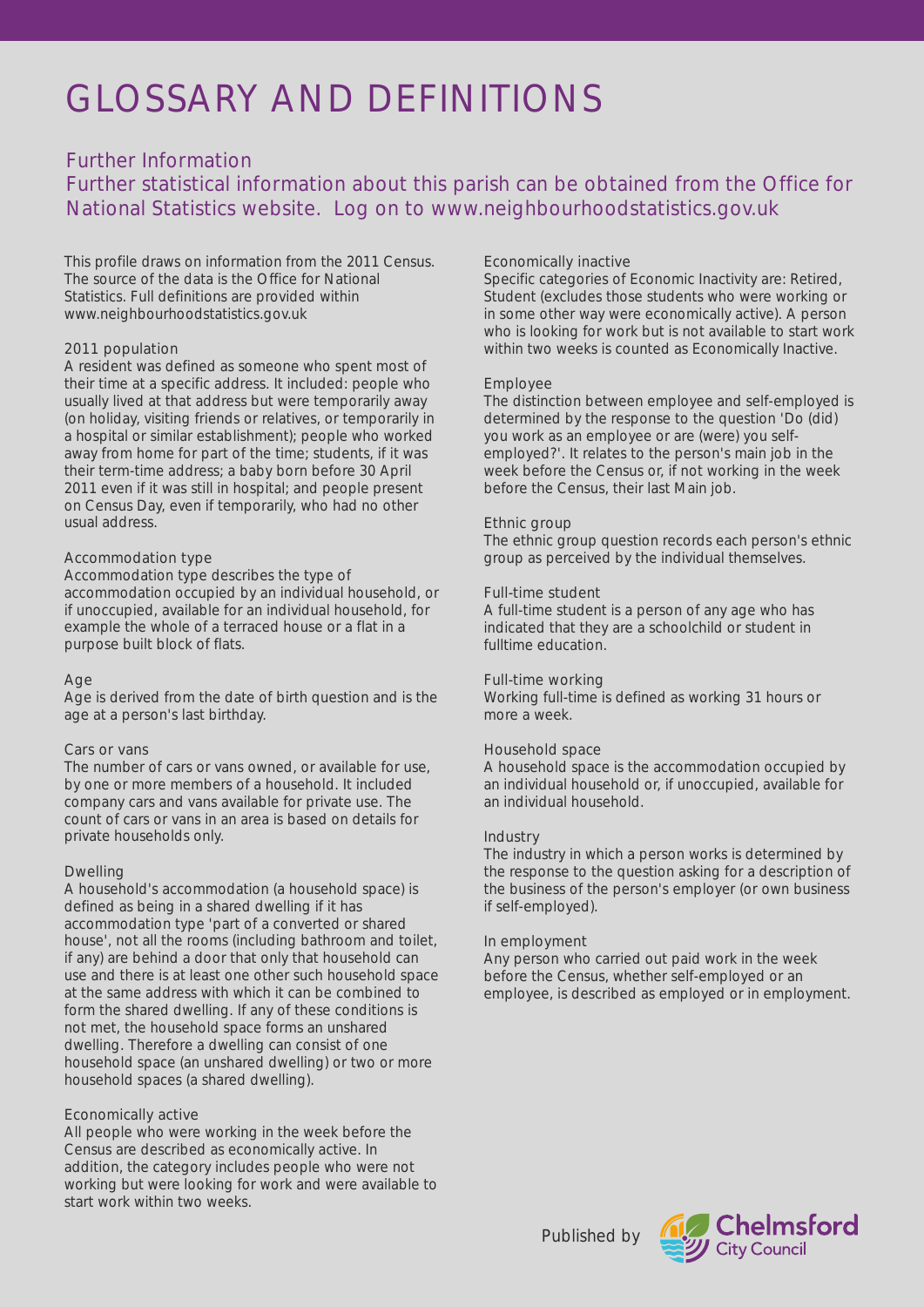# GLOSSARY AND DEFINITIONS

## Further Information

Further statistical information about this parish can be obtained from the Office for National Statistics website. Log on to www.neighbourhoodstatistics.gov.uk

This profile draws on information from the 2011 Census. The source of the data is the Office for National Statistics. Full definitions are provided within www.neighbourhoodstatistics.gov.uk

### 2011 population

A resident was defined as someone who spent most of their time at a specific address. It included: people who usually lived at that address but were temporarily away (on holiday, visiting friends or relatives, or temporarily in a hospital or similar establishment); people who worked away from home for part of the time; students, if it was their term-time address; a baby born before 30 April 2011 even if it was still in hospital; and people present on Census Day, even if temporarily, who had no other usual address.

### Accommodation type

Accommodation type describes the type of accommodation occupied by an individual household, or if unoccupied, available for an individual household, for example the whole of a terraced house or a flat in a purpose built block of flats.

### Age

Age is derived from the date of birth question and is the age at a person's last birthday.

### Cars or vans

The number of cars or vans owned, or available for use, by one or more members of a household. It included company cars and vans available for private use. The count of cars or vans in an area is based on details for private households only.

### Dwelling

A household's accommodation (a household space) is defined as being in a shared dwelling if it has accommodation type 'part of a converted or shared house', not all the rooms (including bathroom and toilet, if any) are behind a door that only that household can use and there is at least one other such household space at the same address with which it can be combined to form the shared dwelling. If any of these conditions is not met, the household space forms an unshared dwelling. Therefore a dwelling can consist of one household space (an unshared dwelling) or two or more household spaces (a shared dwelling).

### Economically active

All people who were working in the week before the Census are described as economically active. In addition, the category includes people who were not working but were looking for work and were available to start work within two weeks.

### Economically inactive

Specific categories of Economic Inactivity are: Retired, Student (excludes those students who were working or in some other way were economically active). A person who is looking for work but is not available to start work within two weeks is counted as Economically Inactive.

### Employee

The distinction between employee and self-employed is determined by the response to the question 'Do (did) you work as an employee or are (were) you self-employed?'. It relates to the person's main job in the week before the Census or, if not working in the week before the Census, their last Main job.

### Ethnic group

The ethnic group question records each person's ethnic group as perceived by the individual themselves.

### Full-time student

A full-time student is a person of any age who has indicated that they are a schoolchild or student in fulltime education.

### Full-time working

Working full-time is defined as working 31 hours or more a week.

### Household space

A household space is the accommodation occupied by an individual household or, if unoccupied, available for an individual household.

### Industry

The industry in which a person works is determined by the response to the question asking for a description of the business of the person's employer (or own business if self-employed).

### In employment

Any person who carried out paid work in the week before the Census, whether self-employed or an employee, is described as employed or in employment.

Published by Chelmsford City Council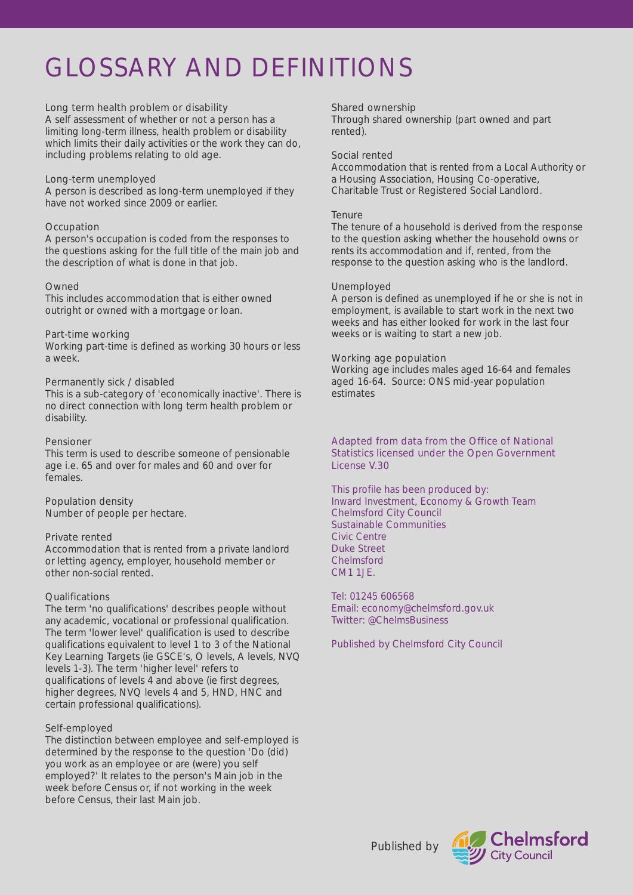# GLOSSARY AND DEFINITIONS

**Long term health problem or disability**
A self assessment of whether or not a person has a limiting long-term illness, health problem or disability which limits their daily activities or the work they can do, including problems relating to old age.

**Long-term unemployed**
A person is described as long-term unemployed if they have not worked since 2009 or earlier.

**Occupation**
A person's occupation is coded from the responses to the questions asking for the full title of the main job and the description of what is done in that job.

**Owned**
This includes accommodation that is either owned outright or owned with a mortgage or loan.

**Part-time working**
Working part-time is defined as working 30 hours or less a week.

**Permanently sick / disabled**
This is a sub-category of 'economically inactive'. There is no direct connection with long term health problem or disability.

**Pensioner**
This term is used to describe someone of pensionable age i.e. 65 and over for males and 60 and over for females.

**Population density**
Number of people per hectare.

**Private rented**
Accommodation that is rented from a private landlord or letting agency, employer, household member or other non-social rented.

**Qualifications**
The term 'no qualifications' describes people without any academic, vocational or professional qualification. The term 'lower level' qualification is used to describe qualifications equivalent to level 1 to 3 of the National Key Learning Targets (ie GSCE's, O levels, A levels, NVQ levels 1-3). The term 'higher level' refers to qualifications of levels 4 and above (ie first degrees, higher degrees, NVQ levels 4 and 5, HND, HNC and certain professional qualifications).

**Self-employed**
The distinction between employee and self-employed is determined by the response to the question 'Do (did) you work as an employee or are (were) you self employed?' It relates to the person's Main job in the week before Census or, if not working in the week before Census, their last Main job.

**Shared ownership**
Through shared ownership (part owned and part rented).

**Social rented**
Accommodation that is rented from a Local Authority or a Housing Association, Housing Co-operative, Charitable Trust or Registered Social Landlord.

**Tenure**
The tenure of a household is derived from the response to the question asking whether the household owns or rents its accommodation and if, rented, from the response to the question asking who is the landlord.

**Unemployed**
A person is defined as unemployed if he or she is not in employment, is available to start work in the next two weeks and has either looked for work in the last four weeks or is waiting to start a new job.

**Working age population**
Working age includes males aged 16-64 and females aged 16-64. Source: ONS mid-year population estimates

Adapted from data from the Office of National Statistics licensed under the Open Government License V.30

This profile has been produced by:
Inward Investment, Economy & Growth Team
Chelmsford City Council
Sustainable Communities
Civic Centre
Duke Street
Chelmsford
CM1 1JE.

Tel: 01245 606568
Email: economy@chelmsford.gov.uk
Twitter: @ChelmsBusiness

Published by Chelmsford City Council

Published by Chelmsford City Council